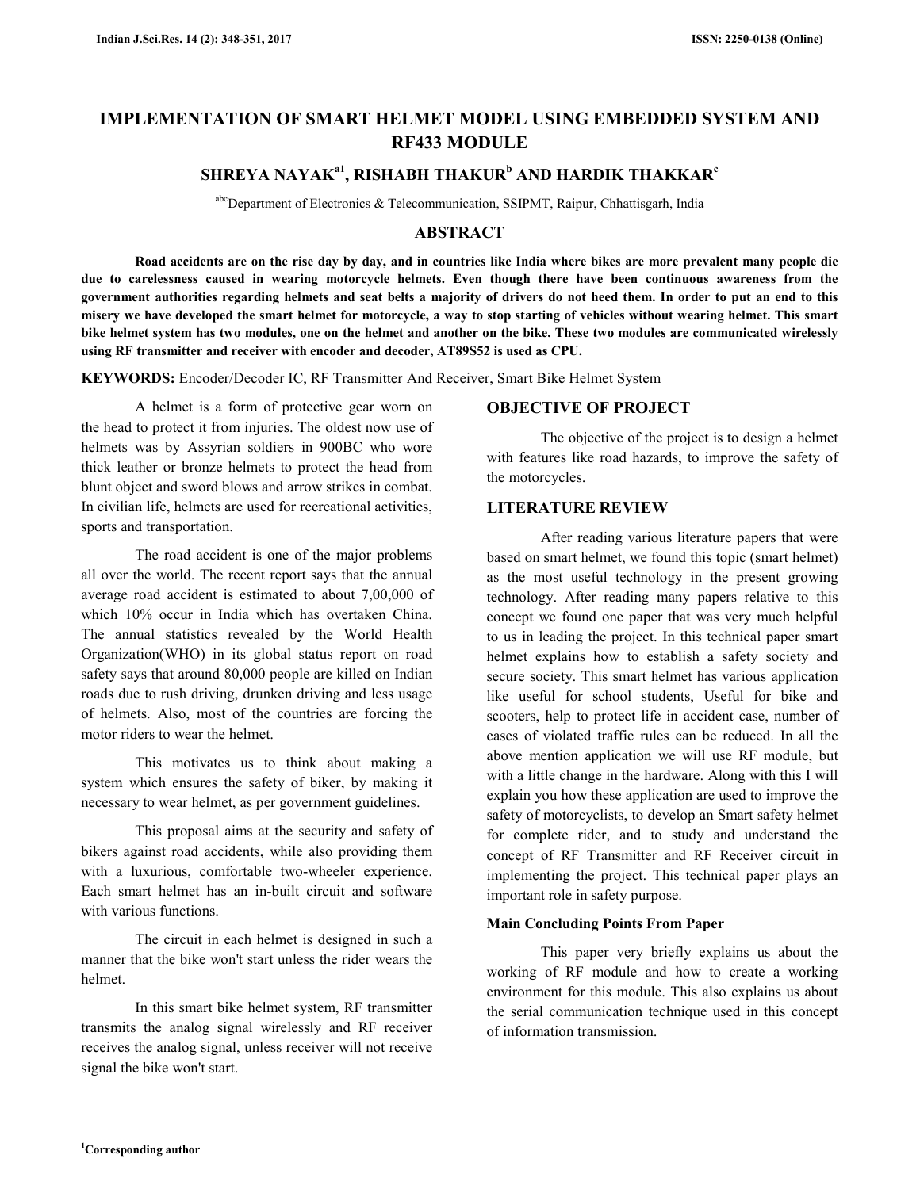# IMPLEMENTATION OF SMART HELMET MODEL USING EMBEDDED SYSTEM AND RF433 MODULE

## SHREYA NAYAK[a1], RISHABH THAKUR[b] AND HARDIK THAKKAR[c]

[abc]Department of Electronics & Telecommunication, SSIPMT, Raipur, Chhattisgarh, India

## ABSTRACT

**Road accidents are on the rise day by day, and in countries like India where bikes are more prevalent many people die due to carelessness caused in wearing motorcycle helmets. Even though there have been continuous awareness from the government authorities regarding helmets and seat belts a majority of drivers do not heed them. In order to put an end to this misery we have developed the smart helmet for motorcycle, a way to stop starting of vehicles without wearing helmet. This smart bike helmet system has two modules, one on the helmet and another on the bike. These two modules are communicated wirelessly using RF transmitter and receiver with encoder and decoder, AT89S52 is used as CPU.**

**KEYWORDS:** Encoder/Decoder IC, RF Transmitter And Receiver, Smart Bike Helmet System

A helmet is a form of protective gear worn on the head to protect it from injuries. The oldest now use of helmets was by Assyrian soldiers in 900BC who wore thick leather or bronze helmets to protect the head from blunt object and sword blows and arrow strikes in combat. In civilian life, helmets are used for recreational activities, sports and transportation.

The road accident is one of the major problems all over the world. The recent report says that the annual average road accident is estimated to about 7,00,000 of which 10% occur in India which has overtaken China. The annual statistics revealed by the World Health Organization(WHO) in its global status report on road safety says that around 80,000 people are killed on Indian roads due to rush driving, drunken driving and less usage of helmets. Also, most of the countries are forcing the motor riders to wear the helmet.

This motivates us to think about making a system which ensures the safety of biker, by making it necessary to wear helmet, as per government guidelines.

This proposal aims at the security and safety of bikers against road accidents, while also providing them with a luxurious, comfortable two-wheeler experience. Each smart helmet has an in-built circuit and software with various functions.

The circuit in each helmet is designed in such a manner that the bike won't start unless the rider wears the helmet.

In this smart bike helmet system, RF transmitter transmits the analog signal wirelessly and RF receiver receives the analog signal, unless receiver will not receive signal the bike won't start.

## OBJECTIVE OF PROJECT

The objective of the project is to design a helmet with features like road hazards, to improve the safety of the motorcycles.

## LITERATURE REVIEW

After reading various literature papers that were based on smart helmet, we found this topic (smart helmet) as the most useful technology in the present growing technology. After reading many papers relative to this concept we found one paper that was very much helpful to us in leading the project. In this technical paper smart helmet explains how to establish a safety society and secure society. This smart helmet has various application like useful for school students, Useful for bike and scooters, help to protect life in accident case, number of cases of violated traffic rules can be reduced. In all the above mention application we will use RF module, but with a little change in the hardware. Along with this I will explain you how these application are used to improve the safety of motorcyclists, to develop an Smart safety helmet for complete rider, and to study and understand the concept of RF Transmitter and RF Receiver circuit in implementing the project. This technical paper plays an important role in safety purpose.

### Main Concluding Points From Paper

This paper very briefly explains us about the working of RF module and how to create a working environment for this module. This also explains us about the serial communication technique used in this concept of information transmission.

[1]Corresponding author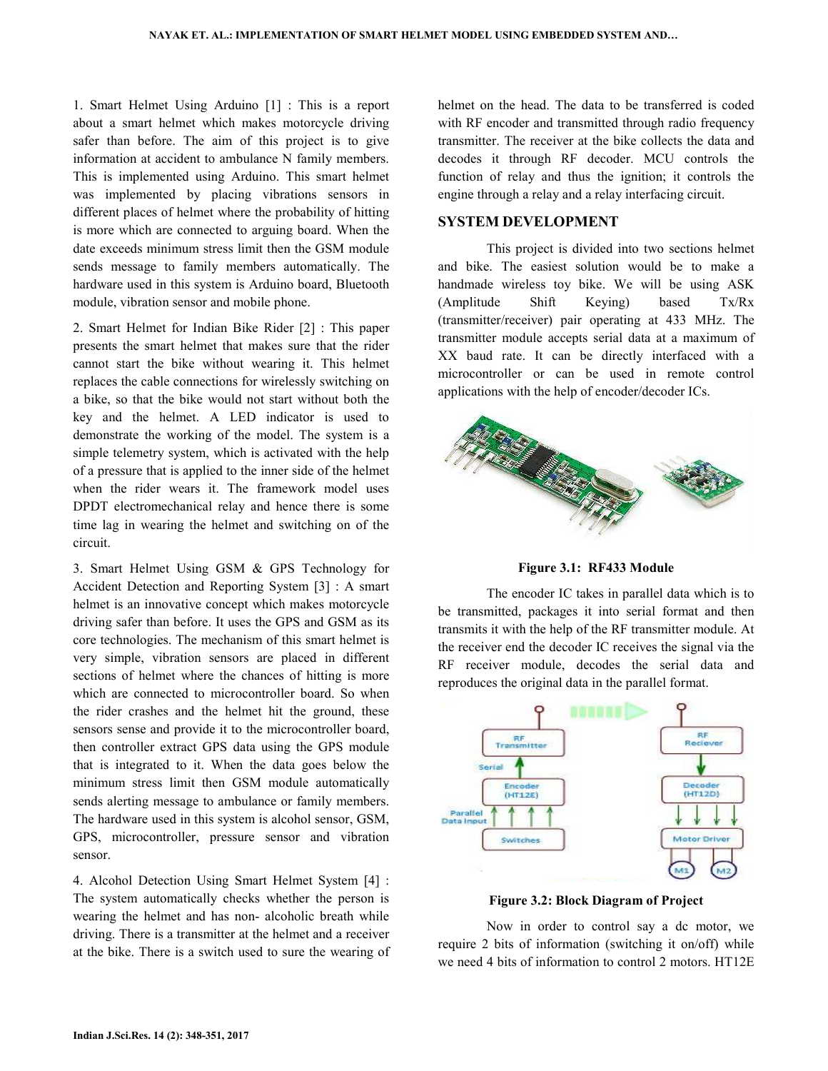1. Smart Helmet Using Arduino [1] : This is a report about a smart helmet which makes motorcycle driving safer than before. The aim of this project is to give information at accident to ambulance N family members. This is implemented using Arduino. This smart helmet was implemented by placing vibrations sensors in different places of helmet where the probability of hitting is more which are connected to arguing board. When the date exceeds minimum stress limit then the GSM module sends message to family members automatically. The hardware used in this system is Arduino board, Bluetooth module, vibration sensor and mobile phone.

2. Smart Helmet for Indian Bike Rider [2] : This paper presents the smart helmet that makes sure that the rider cannot start the bike without wearing it. This helmet replaces the cable connections for wirelessly switching on a bike, so that the bike would not start without both the key and the helmet. A LED indicator is used to demonstrate the working of the model. The system is a simple telemetry system, which is activated with the help of a pressure that is applied to the inner side of the helmet when the rider wears it. The framework model uses DPDT electromechanical relay and hence there is some time lag in wearing the helmet and switching on of the circuit.

3. Smart Helmet Using GSM & GPS Technology for Accident Detection and Reporting System [3] : A smart helmet is an innovative concept which makes motorcycle driving safer than before. It uses the GPS and GSM as its core technologies. The mechanism of this smart helmet is very simple, vibration sensors are placed in different sections of helmet where the chances of hitting is more which are connected to microcontroller board. So when the rider crashes and the helmet hit the ground, these sensors sense and provide it to the microcontroller board, then controller extract GPS data using the GPS module that is integrated to it. When the data goes below the minimum stress limit then GSM module automatically sends alerting message to ambulance or family members. The hardware used in this system is alcohol sensor, GSM, GPS, microcontroller, pressure sensor and vibration sensor.

4. Alcohol Detection Using Smart Helmet System [4] : The system automatically checks whether the person is wearing the helmet and has non- alcoholic breath while driving. There is a transmitter at the helmet and a receiver at the bike. There is a switch used to sure the wearing of helmet on the head. The data to be transferred is coded with RF encoder and transmitted through radio frequency transmitter. The receiver at the bike collects the data and decodes it through RF decoder. MCU controls the function of relay and thus the ignition; it controls the engine through a relay and a relay interfacing circuit.

## SYSTEM DEVELOPMENT

This project is divided into two sections helmet and bike. The easiest solution would be to make a handmade wireless toy bike. We will be using ASK (Amplitude Shift Keying) based Tx/Rx (transmitter/receiver) pair operating at 433 MHz. The transmitter module accepts serial data at a maximum of XX baud rate. It can be directly interfaced with a microcontroller or can be used in remote control applications with the help of encoder/decoder ICs.

**Figure 3.1: RF433 Module**

The encoder IC takes in parallel data which is to be transmitted, packages it into serial format and then transmits it with the help of the RF transmitter module. At the receiver end the decoder IC receives the signal via the RF receiver module, decodes the serial data and reproduces the original data in the parallel format.

**Figure 3.2: Block Diagram of Project**

Now in order to control say a dc motor, we require 2 bits of information (switching it on/off) while we need 4 bits of information to control 2 motors. HT12E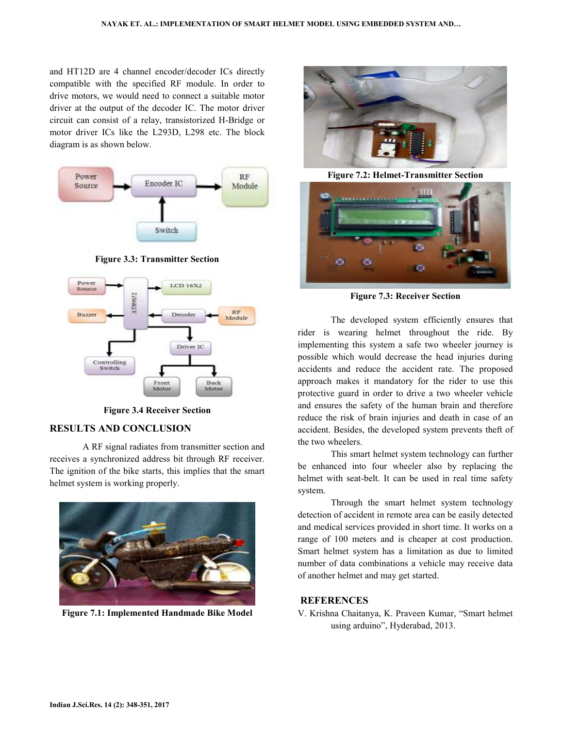and HT12D are 4 channel encoder/decoder ICs directly compatible with the specified RF module. In order to drive motors, we would need to connect a suitable motor driver at the output of the decoder IC. The motor driver circuit can consist of a relay, transistorized H-Bridge or motor driver ICs like the L293D, L298 etc. The block diagram is as shown below.

**Figure 3.3: Transmitter Section**

**Figure 3.4 Receiver Section**

## RESULTS AND CONCLUSION

A RF signal radiates from transmitter section and receives a synchronized address bit through RF receiver. The ignition of the bike starts, this implies that the smart helmet system is working properly.

**Figure 7.1: Implemented Handmade Bike Model**

**Figure 7.2: Helmet-Transmitter Section**

**Figure 7.3: Receiver Section**

The developed system efficiently ensures that rider is wearing helmet throughout the ride. By implementing this system a safe two wheeler journey is possible which would decrease the head injuries during accidents and reduce the accident rate. The proposed approach makes it mandatory for the rider to use this protective guard in order to drive a two wheeler vehicle and ensures the safety of the human brain and therefore reduce the risk of brain injuries and death in case of an accident. Besides, the developed system prevents theft of the two wheelers.

This smart helmet system technology can further be enhanced into four wheeler also by replacing the helmet with seat-belt. It can be used in real time safety system.

Through the smart helmet system technology detection of accident in remote area can be easily detected and medical services provided in short time. It works on a range of 100 meters and is cheaper at cost production. Smart helmet system has a limitation as due to limited number of data combinations a vehicle may receive data of another helmet and may get started.

## REFERENCES

V. Krishna Chaitanya, K. Praveen Kumar, "Smart helmet using arduino", Hyderabad, 2013.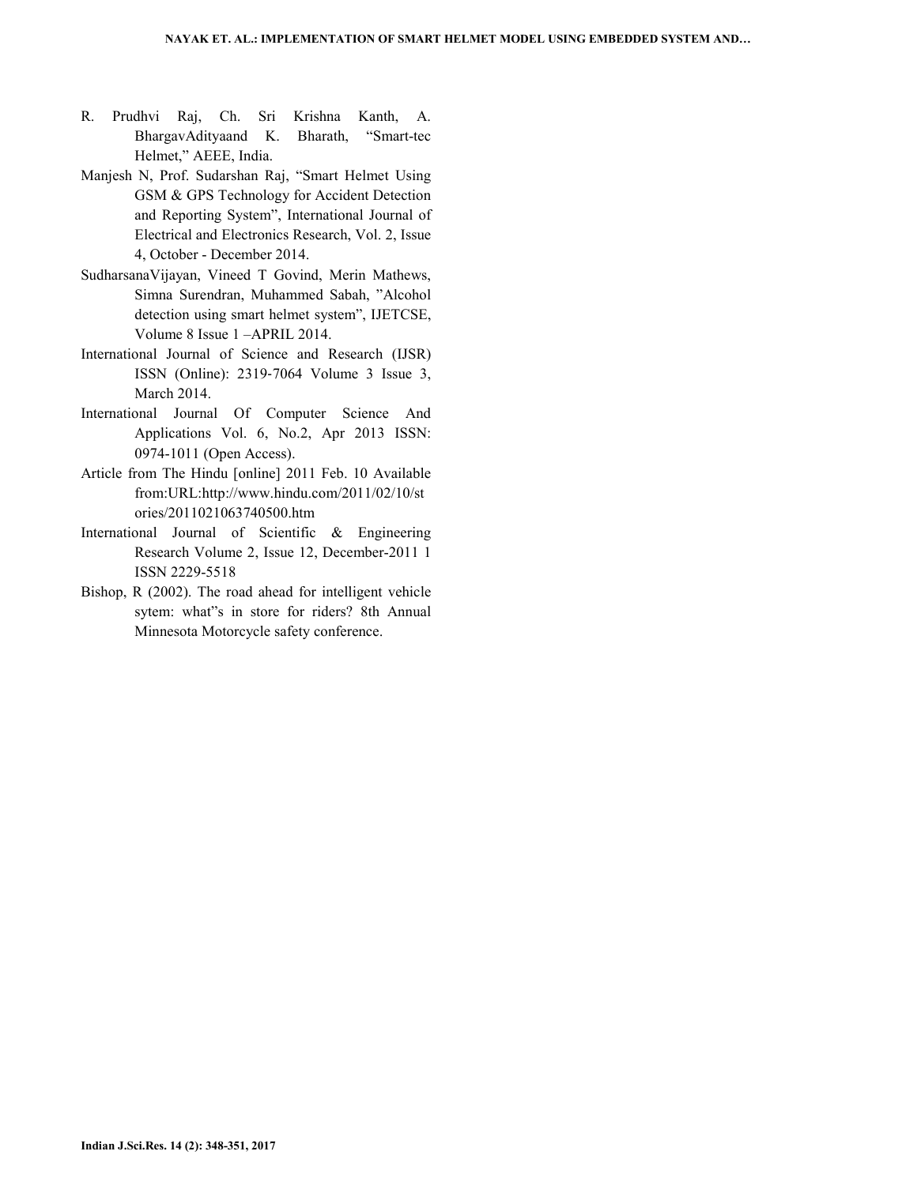R. Prudhvi Raj, Ch. Sri Krishna Kanth, A. BhargavAdityaand K. Bharath, “Smart-tec Helmet,” AEEE, India.

Manjesh N, Prof. Sudarshan Raj, “Smart Helmet Using GSM & GPS Technology for Accident Detection and Reporting System”, International Journal of Electrical and Electronics Research, Vol. 2, Issue 4, October - December 2014.

SudharsanaVijayan, Vineed T Govind, Merin Mathews, Simna Surendran, Muhammed Sabah, ”Alcohol detection using smart helmet system”, IJETCSE, Volume 8 Issue 1 –APRIL 2014.

International Journal of Science and Research (IJSR) ISSN (Online): 2319-7064 Volume 3 Issue 3, March 2014.

International Journal Of Computer Science And Applications Vol. 6, No.2, Apr 2013 ISSN: 0974-1011 (Open Access).

Article from The Hindu [online] 2011 Feb. 10 Available from:URL:http://www.hindu.com/2011/02/10/stories/2011021063740500.htm

International Journal of Scientific & Engineering Research Volume 2, Issue 12, December-2011 1 ISSN 2229-5518

Bishop, R (2002). The road ahead for intelligent vehicle sytem: what”s in store for riders? 8th Annual Minnesota Motorcycle safety conference.